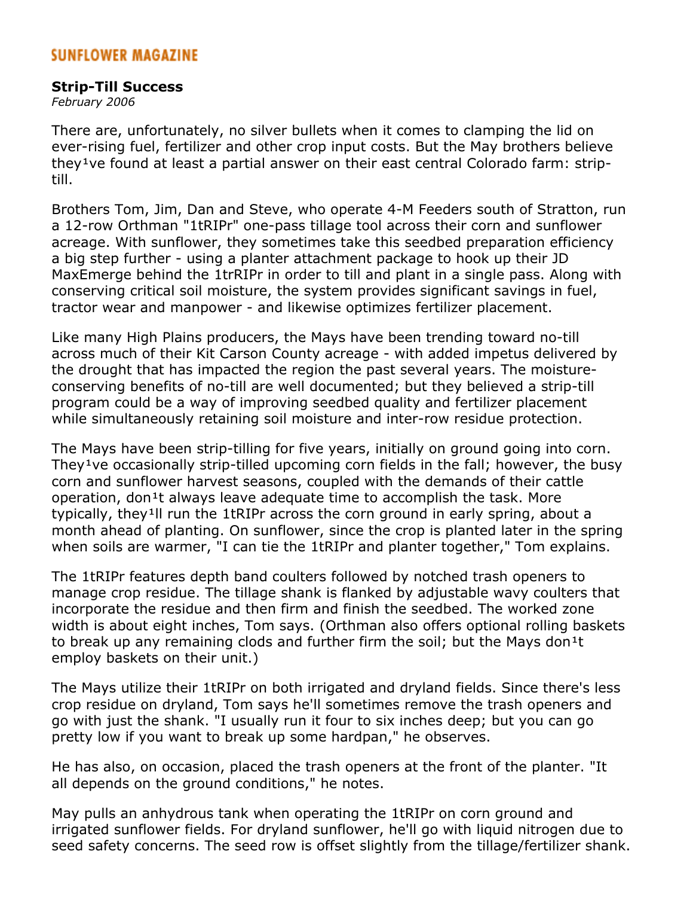SUNFLOWER MAGAZINE

**Strip-Till Success**
*February 2006*

There are, unfortunately, no silver bullets when it comes to clamping the lid on ever-rising fuel, fertilizer and other crop input costs. But the May brothers believe they¹ve found at least a partial answer on their east central Colorado farm: strip-till.

Brothers Tom, Jim, Dan and Steve, who operate 4-M Feeders south of Stratton, run a 12-row Orthman "1tRIPr" one-pass tillage tool across their corn and sunflower acreage. With sunflower, they sometimes take this seedbed preparation efficiency a big step further - using a planter attachment package to hook up their JD MaxEmerge behind the 1trRIPr in order to till and plant in a single pass. Along with conserving critical soil moisture, the system provides significant savings in fuel, tractor wear and manpower - and likewise optimizes fertilizer placement.

Like many High Plains producers, the Mays have been trending toward no-till across much of their Kit Carson County acreage - with added impetus delivered by the drought that has impacted the region the past several years. The moisture-conserving benefits of no-till are well documented; but they believed a strip-till program could be a way of improving seedbed quality and fertilizer placement while simultaneously retaining soil moisture and inter-row residue protection.

The Mays have been strip-tilling for five years, initially on ground going into corn. They¹ve occasionally strip-tilled upcoming corn fields in the fall; however, the busy corn and sunflower harvest seasons, coupled with the demands of their cattle operation, don¹t always leave adequate time to accomplish the task. More typically, they¹ll run the 1tRIPr across the corn ground in early spring, about a month ahead of planting. On sunflower, since the crop is planted later in the spring when soils are warmer, "I can tie the 1tRIPr and planter together," Tom explains.

The 1tRIPr features depth band coulters followed by notched trash openers to manage crop residue. The tillage shank is flanked by adjustable wavy coulters that incorporate the residue and then firm and finish the seedbed. The worked zone width is about eight inches, Tom says. (Orthman also offers optional rolling baskets to break up any remaining clods and further firm the soil; but the Mays don¹t employ baskets on their unit.)

The Mays utilize their 1tRIPr on both irrigated and dryland fields. Since there's less crop residue on dryland, Tom says he'll sometimes remove the trash openers and go with just the shank. "I usually run it four to six inches deep; but you can go pretty low if you want to break up some hardpan," he observes.

He has also, on occasion, placed the trash openers at the front of the planter. "It all depends on the ground conditions," he notes.

May pulls an anhydrous tank when operating the 1tRIPr on corn ground and irrigated sunflower fields. For dryland sunflower, he'll go with liquid nitrogen due to seed safety concerns. The seed row is offset slightly from the tillage/fertilizer shank.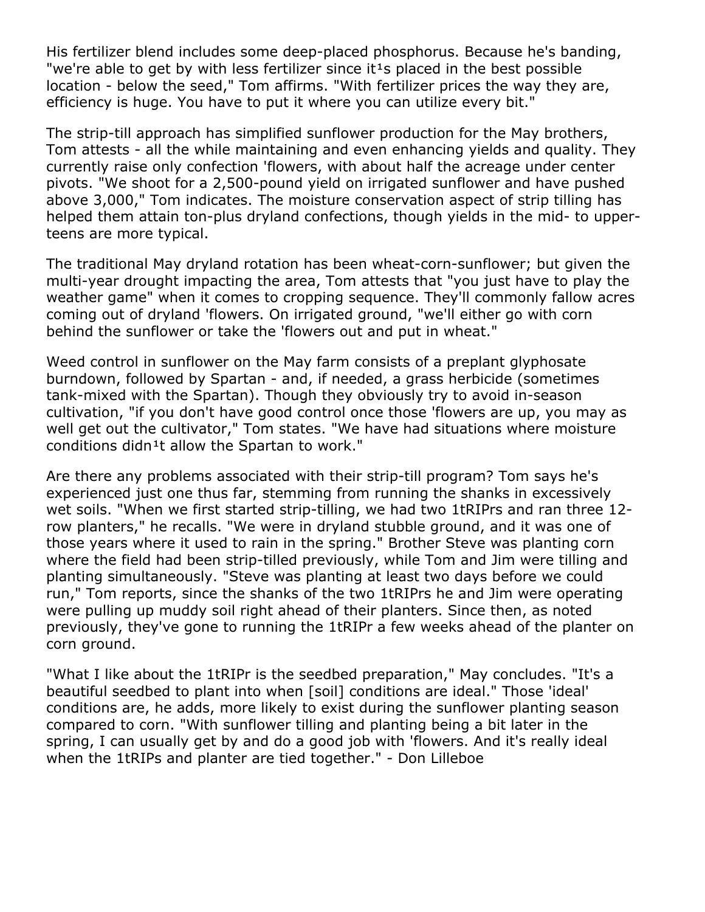His fertilizer blend includes some deep-placed phosphorus. Because he's banding, "we're able to get by with less fertilizer since it¹s placed in the best possible location - below the seed," Tom affirms. "With fertilizer prices the way they are, efficiency is huge. You have to put it where you can utilize every bit."

The strip-till approach has simplified sunflower production for the May brothers, Tom attests - all the while maintaining and even enhancing yields and quality. They currently raise only confection 'flowers, with about half the acreage under center pivots. "We shoot for a 2,500-pound yield on irrigated sunflower and have pushed above 3,000," Tom indicates. The moisture conservation aspect of strip tilling has helped them attain ton-plus dryland confections, though yields in the mid- to upper-teens are more typical.

The traditional May dryland rotation has been wheat-corn-sunflower; but given the multi-year drought impacting the area, Tom attests that "you just have to play the weather game" when it comes to cropping sequence. They'll commonly fallow acres coming out of dryland 'flowers. On irrigated ground, "we'll either go with corn behind the sunflower or take the 'flowers out and put in wheat."

Weed control in sunflower on the May farm consists of a preplant glyphosate burndown, followed by Spartan - and, if needed, a grass herbicide (sometimes tank-mixed with the Spartan). Though they obviously try to avoid in-season cultivation, "if you don't have good control once those 'flowers are up, you may as well get out the cultivator," Tom states. "We have had situations where moisture conditions didn¹t allow the Spartan to work."

Are there any problems associated with their strip-till program? Tom says he's experienced just one thus far, stemming from running the shanks in excessively wet soils. "When we first started strip-tilling, we had two 1tRIPrs and ran three 12-row planters," he recalls. "We were in dryland stubble ground, and it was one of those years where it used to rain in the spring." Brother Steve was planting corn where the field had been strip-tilled previously, while Tom and Jim were tilling and planting simultaneously. "Steve was planting at least two days before we could run," Tom reports, since the shanks of the two 1tRIPrs he and Jim were operating were pulling up muddy soil right ahead of their planters. Since then, as noted previously, they've gone to running the 1tRIPr a few weeks ahead of the planter on corn ground.

"What I like about the 1tRIPr is the seedbed preparation," May concludes. "It's a beautiful seedbed to plant into when [soil] conditions are ideal." Those 'ideal' conditions are, he adds, more likely to exist during the sunflower planting season compared to corn. "With sunflower tilling and planting being a bit later in the spring, I can usually get by and do a good job with 'flowers. And it's really ideal when the 1tRIPs and planter are tied together." - Don Lilleboe